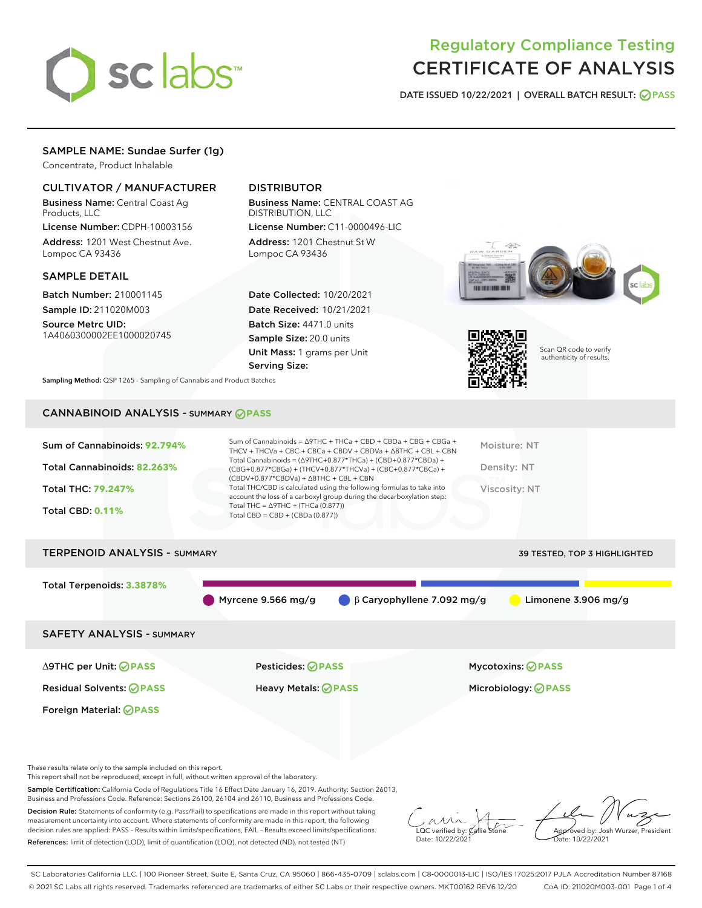# Regulatory Compliance Testing
# CERTIFICATE OF ANALYSIS

DATE ISSUED 10/22/2021 | OVERALL BATCH RESULT: PASS

## SAMPLE NAME: Sundae Surfer (1g)

Concentrate, Product Inhalable

### CULTIVATOR / MANUFACTURER

**Business Name:** Central Coast Ag Products, LLC

**License Number:** CDPH-10003156

**Address:** 1201 West Chestnut Ave. Lompoc CA 93436

### DISTRIBUTOR

**Business Name:** CENTRAL COAST AG DISTRIBUTION, LLC

**License Number:** C11-0000496-LIC

**Address:** 1201 Chestnut St W Lompoc CA 93436

### SAMPLE DETAIL

**Batch Number:** 210001145

**Sample ID:** 211020M003

**Source Metrc UID:** 1A4060300002EE1000020745

**Date Collected:** 10/20/2021

**Date Received:** 10/21/2021

**Batch Size:** 4471.0 units

**Sample Size:** 20.0 units

**Unit Mass:** 1 grams per Unit

**Serving Size:**

Scan QR code to verify authenticity of results.

**Sampling Method:** QSP 1265 - Sampling of Cannabis and Product Batches

## CANNABINOID ANALYSIS - SUMMARY PASS

Sum of Cannabinoids: **92.794%**

Total Cannabinoids: **82.263%**

Total THC: **79.247%**

Total CBD: **0.11%**

Sum of Cannabinoids = Δ9THC + THCa + CBD + CBDa + CBG + CBGa + THCV + THCVa + CBC + CBCa + CBDV + CBDVa + Δ8THC + CBL + CBN

Total Cannabinoids = (Δ9THC+0.877*THCa) + (CBD+0.877*CBDa) + (CBG+0.877*CBGa) + (THCV+0.877*THCVa) + (CBC+0.877*CBCa) + (CBDV+0.877*CBDVa) + Δ8THC + CBL + CBN

Total THC/CBD is calculated using the following formulas to take into account the loss of a carboxyl group during the decarboxylation step:

Total THC = Δ9THC + (THCa (0.877))

Total CBD = CBD + (CBDa (0.877))

Moisture: NT

Density: NT

Viscosity: NT

## TERPENOID ANALYSIS - SUMMARY

39 TESTED, TOP 3 HIGHLIGHTED

Total Terpenoids: **3.3878%**

Myrcene 9.566 mg/g | β Caryophyllene 7.092 mg/g | Limonene 3.906 mg/g

## SAFETY ANALYSIS - SUMMARY

| | | |
|---|---|---|
| Δ9THC per Unit: PASS | Pesticides: PASS | Mycotoxins: PASS |
| Residual Solvents: PASS | Heavy Metals: PASS | Microbiology: PASS |
| Foreign Material: PASS | | |

These results relate only to the sample included on this report.

This report shall not be reproduced, except in full, without written approval of the laboratory.

**Sample Certification:** California Code of Regulations Title 16 Effect Date January 16, 2019. Authority: Section 26013, Business and Professions Code. Reference: Sections 26100, 26104 and 26110, Business and Professions Code.

**Decision Rule:** Statements of conformity (e.g. Pass/Fail) to specifications are made in this report without taking measurement uncertainty into account. Where statements of conformity are made in this report, the following decision rules are applied: PASS – Results within limits/specifications, FAIL – Results exceed limits/specifications.

**References:** limit of detection (LOD), limit of quantification (LOQ), not detected (ND), not tested (NT)

LQC verified by: Callie Stone
Date: 10/22/2021

Approved by: Josh Wurzer, President
Date: 10/22/2021

SC Laboratories California LLC. | 100 Pioneer Street, Suite E, Santa Cruz, CA 95060 | 866-435-0709 | sclabs.com | C8-0000013-LIC | ISO/IES 17025:2017 PJLA Accreditation Number 87168

© 2021 SC Labs all rights reserved. Trademarks referenced are trademarks of either SC Labs or their respective owners. MKT00162 REV6 12/20 CoA ID: 211020M003-001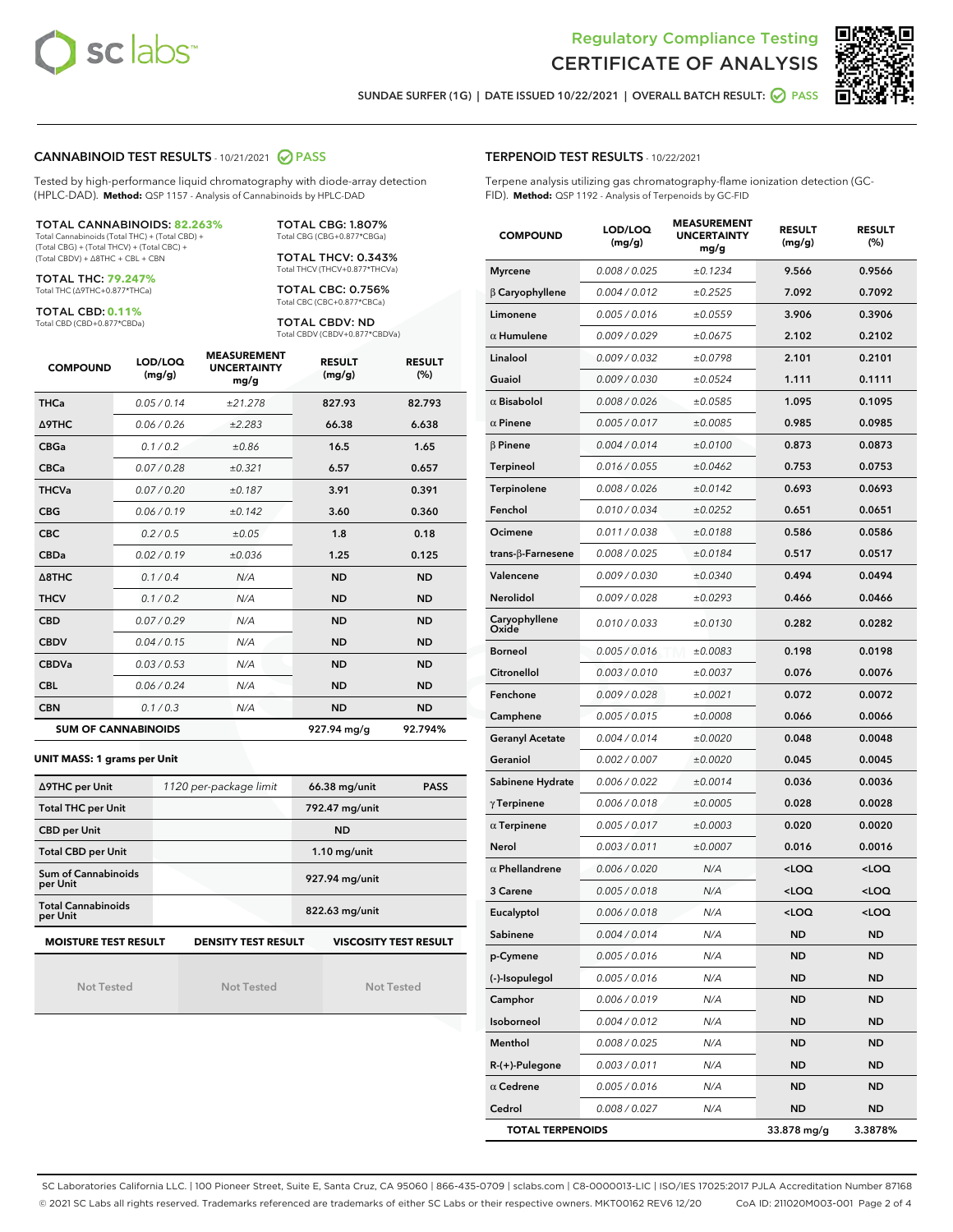# Regulatory Compliance Testing
# CERTIFICATE OF ANALYSIS

SUNDAE SURFER (1G) | DATE ISSUED 10/22/2021 | OVERALL BATCH RESULT: PASS

## CANNABINOID TEST RESULTS - 10/21/2021 PASS

Tested by high-performance liquid chromatography with diode-array detection (HPLC-DAD). **Method:** QSP 1157 - Analysis of Cannabinoids by HPLC-DAD

**TOTAL CANNABINOIDS: 82.263%**
Total Cannabinoids (Total THC) + (Total CBD) + (Total CBG) + (Total THCV) + (Total CBC) + (Total CBDV) + Δ8THC + CBL + CBN

**TOTAL THC: 79.247%**
Total THC (Δ9THC+0.877*THCa)

**TOTAL CBD: 0.11%**
Total CBD (CBD+0.877*CBDa)

**TOTAL CBG: 1.807%**
Total CBG (CBG+0.877*CBGa)

**TOTAL THCV: 0.343%**
Total THCV (THCV+0.877*THCVa)

**TOTAL CBC: 0.756%**
Total CBC (CBC+0.877*CBCa)

**TOTAL CBDV: ND**
Total CBDV (CBDV+0.877*CBDVa)

| COMPOUND | LOD/LOQ (mg/g) | MEASUREMENT UNCERTAINTY mg/g | RESULT (mg/g) | RESULT (%) |
|---|---|---|---|---|
| THCa | 0.05 / 0.14 | ±21.278 | 827.93 | 82.793 |
| Δ9THC | 0.06 / 0.26 | ±2.283 | 66.38 | 6.638 |
| CBGa | 0.1 / 0.2 | ±0.86 | 16.5 | 1.65 |
| CBCa | 0.07 / 0.28 | ±0.321 | 6.57 | 0.657 |
| THCVa | 0.07 / 0.20 | ±0.187 | 3.91 | 0.391 |
| CBG | 0.06 / 0.19 | ±0.142 | 3.60 | 0.360 |
| CBC | 0.2 / 0.5 | ±0.05 | 1.8 | 0.18 |
| CBDa | 0.02 / 0.19 | ±0.036 | 1.25 | 0.125 |
| Δ8THC | 0.1 / 0.4 | N/A | ND | ND |
| THCV | 0.1 / 0.2 | N/A | ND | ND |
| CBD | 0.07 / 0.29 | N/A | ND | ND |
| CBDV | 0.04 / 0.15 | N/A | ND | ND |
| CBDVa | 0.03 / 0.53 | N/A | ND | ND |
| CBL | 0.06 / 0.24 | N/A | ND | ND |
| CBN | 0.1 / 0.3 | N/A | ND | ND |
| **SUM OF CANNABINOIDS** | | | **927.94 mg/g** | **92.794%** |

**UNIT MASS: 1 grams per Unit**

| | | | |
|---|---|---|---|
| Δ9THC per Unit | 1120 per-package limit | 66.38 mg/unit | PASS |
| Total THC per Unit | | 792.47 mg/unit | |
| CBD per Unit | | ND | |
| Total CBD per Unit | | 1.10 mg/unit | |
| Sum of Cannabinoids per Unit | | 927.94 mg/unit | |
| Total Cannabinoids per Unit | | 822.63 mg/unit | |

| MOISTURE TEST RESULT | DENSITY TEST RESULT | VISCOSITY TEST RESULT |
|---|---|---|
| Not Tested | Not Tested | Not Tested |

## TERPENOID TEST RESULTS - 10/22/2021

Terpene analysis utilizing gas chromatography-flame ionization detection (GC-FID). **Method:** QSP 1192 - Analysis of Terpenoids by GC-FID

| COMPOUND | LOD/LOQ (mg/g) | MEASUREMENT UNCERTAINTY mg/g | RESULT (mg/g) | RESULT (%) |
|---|---|---|---|---|
| Myrcene | 0.008 / 0.025 | ±0.1234 | 9.566 | 0.9566 |
| β Caryophyllene | 0.004 / 0.012 | ±0.2525 | 7.092 | 0.7092 |
| Limonene | 0.005 / 0.016 | ±0.0559 | 3.906 | 0.3906 |
| α Humulene | 0.009 / 0.029 | ±0.0675 | 2.102 | 0.2102 |
| Linalool | 0.009 / 0.032 | ±0.0798 | 2.101 | 0.2101 |
| Guaiol | 0.009 / 0.030 | ±0.0524 | 1.111 | 0.1111 |
| α Bisabolol | 0.008 / 0.026 | ±0.0585 | 1.095 | 0.1095 |
| α Pinene | 0.005 / 0.017 | ±0.0085 | 0.985 | 0.0985 |
| β Pinene | 0.004 / 0.014 | ±0.0100 | 0.873 | 0.0873 |
| Terpineol | 0.016 / 0.055 | ±0.0462 | 0.753 | 0.0753 |
| Terpinolene | 0.008 / 0.026 | ±0.0142 | 0.693 | 0.0693 |
| Fenchol | 0.010 / 0.034 | ±0.0252 | 0.651 | 0.0651 |
| Ocimene | 0.011 / 0.038 | ±0.0188 | 0.586 | 0.0586 |
| trans-β-Farnesene | 0.008 / 0.025 | ±0.0184 | 0.517 | 0.0517 |
| Valencene | 0.009 / 0.030 | ±0.0340 | 0.494 | 0.0494 |
| Nerolidol | 0.009 / 0.028 | ±0.0293 | 0.466 | 0.0466 |
| Caryophyllene Oxide | 0.010 / 0.033 | ±0.0130 | 0.282 | 0.0282 |
| Borneol | 0.005 / 0.016 | ±0.0083 | 0.198 | 0.0198 |
| Citronellol | 0.003 / 0.010 | ±0.0037 | 0.076 | 0.0076 |
| Fenchone | 0.009 / 0.028 | ±0.0021 | 0.072 | 0.0072 |
| Camphene | 0.005 / 0.015 | ±0.0008 | 0.066 | 0.0066 |
| Geranyl Acetate | 0.004 / 0.014 | ±0.0020 | 0.048 | 0.0048 |
| Geraniol | 0.002 / 0.007 | ±0.0020 | 0.045 | 0.0045 |
| Sabinene Hydrate | 0.006 / 0.022 | ±0.0014 | 0.036 | 0.0036 |
| γ Terpinene | 0.006 / 0.018 | ±0.0005 | 0.028 | 0.0028 |
| α Terpinene | 0.005 / 0.017 | ±0.0003 | 0.020 | 0.0020 |
| Nerol | 0.003 / 0.011 | ±0.0007 | 0.016 | 0.0016 |
| α Phellandrene | 0.006 / 0.020 | N/A | <LOQ | <LOQ |
| 3 Carene | 0.005 / 0.018 | N/A | <LOQ | <LOQ |
| Eucalyptol | 0.006 / 0.018 | N/A | <LOQ | <LOQ |
| Sabinene | 0.004 / 0.014 | N/A | ND | ND |
| p-Cymene | 0.005 / 0.016 | N/A | ND | ND |
| (-)-Isopulegol | 0.005 / 0.016 | N/A | ND | ND |
| Camphor | 0.006 / 0.019 | N/A | ND | ND |
| Isoborneol | 0.004 / 0.012 | N/A | ND | ND |
| Menthol | 0.008 / 0.025 | N/A | ND | ND |
| R-(+)-Pulegone | 0.003 / 0.011 | N/A | ND | ND |
| α Cedrene | 0.005 / 0.016 | N/A | ND | ND |
| Cedrol | 0.008 / 0.027 | N/A | ND | ND |
| **TOTAL TERPENOIDS** | | | **33.878 mg/g** | **3.3878%** |

SC Laboratories California LLC. | 100 Pioneer Street, Suite E, Santa Cruz, CA 95060 | 866-435-0709 | sclabs.com | C8-0000013-LIC | ISO/IES 17025:2017 PJLA Accreditation Number 87168
© 2021 SC Labs all rights reserved. Trademarks referenced are trademarks of either SC Labs or their respective owners. MKT00162 REV6 12/20 CoA ID: 211020M003-001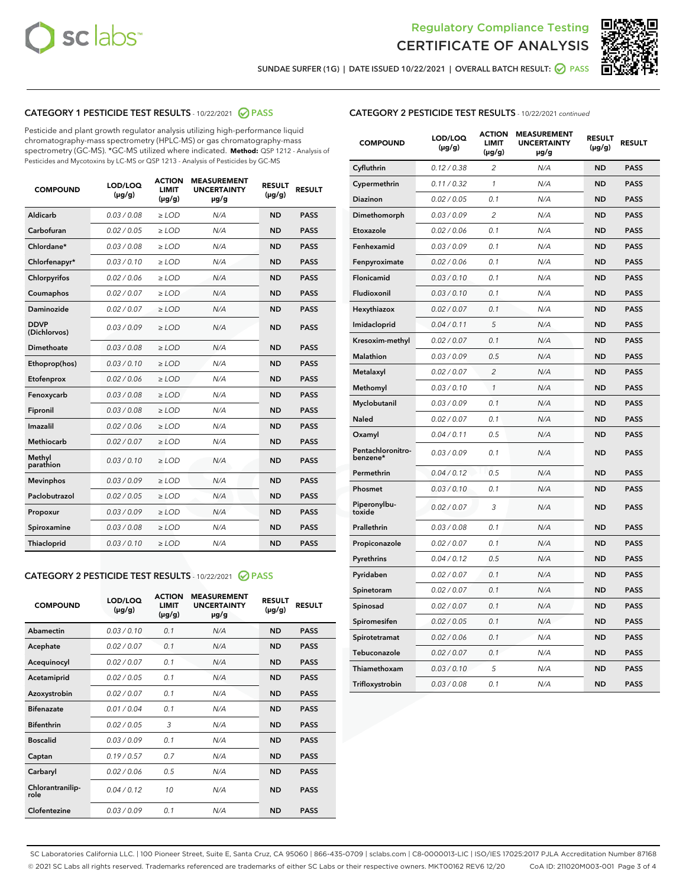# Regulatory Compliance Testing CERTIFICATE OF ANALYSIS

SUNDAE SURFER (1G) | DATE ISSUED 10/22/2021 | OVERALL BATCH RESULT: PASS

## CATEGORY 1 PESTICIDE TEST RESULTS - 10/22/2021 PASS

Pesticide and plant growth regulator analysis utilizing high-performance liquid chromatography-mass spectrometry (HPLC-MS) or gas chromatography-mass spectrometry (GC-MS). *GC-MS utilized where indicated. **Method:** QSP 1212 - Analysis of Pesticides and Mycotoxins by LC-MS or QSP 1213 - Analysis of Pesticides by GC-MS

| COMPOUND | LOD/LOQ (µg/g) | ACTION LIMIT (µg/g) | MEASUREMENT UNCERTAINTY µg/g | RESULT (µg/g) | RESULT |
|---|---|---|---|---|---|
| Aldicarb | 0.03 / 0.08 | ≥ LOD | N/A | ND | PASS |
| Carbofuran | 0.02 / 0.05 | ≥ LOD | N/A | ND | PASS |
| Chlordane* | 0.03 / 0.08 | ≥ LOD | N/A | ND | PASS |
| Chlorfenapyr* | 0.03 / 0.10 | ≥ LOD | N/A | ND | PASS |
| Chlorpyrifos | 0.02 / 0.06 | ≥ LOD | N/A | ND | PASS |
| Coumaphos | 0.02 / 0.07 | ≥ LOD | N/A | ND | PASS |
| Daminozide | 0.02 / 0.07 | ≥ LOD | N/A | ND | PASS |
| DDVP (Dichlorvos) | 0.03 / 0.09 | ≥ LOD | N/A | ND | PASS |
| Dimethoate | 0.03 / 0.08 | ≥ LOD | N/A | ND | PASS |
| Ethoprop(hos) | 0.03 / 0.10 | ≥ LOD | N/A | ND | PASS |
| Etofenprox | 0.02 / 0.06 | ≥ LOD | N/A | ND | PASS |
| Fenoxycarb | 0.03 / 0.08 | ≥ LOD | N/A | ND | PASS |
| Fipronil | 0.03 / 0.08 | ≥ LOD | N/A | ND | PASS |
| Imazalil | 0.02 / 0.06 | ≥ LOD | N/A | ND | PASS |
| Methiocarb | 0.02 / 0.07 | ≥ LOD | N/A | ND | PASS |
| Methyl parathion | 0.03 / 0.10 | ≥ LOD | N/A | ND | PASS |
| Mevinphos | 0.03 / 0.09 | ≥ LOD | N/A | ND | PASS |
| Paclobutrazol | 0.02 / 0.05 | ≥ LOD | N/A | ND | PASS |
| Propoxur | 0.03 / 0.09 | ≥ LOD | N/A | ND | PASS |
| Spiroxamine | 0.03 / 0.08 | ≥ LOD | N/A | ND | PASS |
| Thiacloprid | 0.03 / 0.10 | ≥ LOD | N/A | ND | PASS |

## CATEGORY 2 PESTICIDE TEST RESULTS - 10/22/2021 PASS

| COMPOUND | LOD/LOQ (µg/g) | ACTION LIMIT (µg/g) | MEASUREMENT UNCERTAINTY µg/g | RESULT (µg/g) | RESULT |
|---|---|---|---|---|---|
| Abamectin | 0.03 / 0.10 | 0.1 | N/A | ND | PASS |
| Acephate | 0.02 / 0.07 | 0.1 | N/A | ND | PASS |
| Acequinocyl | 0.02 / 0.07 | 0.1 | N/A | ND | PASS |
| Acetamiprid | 0.02 / 0.05 | 0.1 | N/A | ND | PASS |
| Azoxystrobin | 0.02 / 0.07 | 0.1 | N/A | ND | PASS |
| Bifenazate | 0.01 / 0.04 | 0.1 | N/A | ND | PASS |
| Bifenthrin | 0.02 / 0.05 | 3 | N/A | ND | PASS |
| Boscalid | 0.03 / 0.09 | 0.1 | N/A | ND | PASS |
| Captan | 0.19 / 0.57 | 0.7 | N/A | ND | PASS |
| Carbaryl | 0.02 / 0.06 | 0.5 | N/A | ND | PASS |
| Chlorantraniliprole | 0.04 / 0.12 | 10 | N/A | ND | PASS |
| Clofentezine | 0.03 / 0.09 | 0.1 | N/A | ND | PASS |
| Cyfluthrin | 0.12 / 0.38 | 2 | N/A | ND | PASS |
| Cypermethrin | 0.11 / 0.32 | 1 | N/A | ND | PASS |
| Diazinon | 0.02 / 0.05 | 0.1 | N/A | ND | PASS |
| Dimethomorph | 0.03 / 0.09 | 2 | N/A | ND | PASS |
| Etoxazole | 0.02 / 0.06 | 0.1 | N/A | ND | PASS |
| Fenhexamid | 0.03 / 0.09 | 0.1 | N/A | ND | PASS |
| Fenpyroximate | 0.02 / 0.06 | 0.1 | N/A | ND | PASS |
| Flonicamid | 0.03 / 0.10 | 0.1 | N/A | ND | PASS |
| Fludioxonil | 0.03 / 0.10 | 0.1 | N/A | ND | PASS |
| Hexythiazox | 0.02 / 0.07 | 0.1 | N/A | ND | PASS |
| Imidacloprid | 0.04 / 0.11 | 5 | N/A | ND | PASS |
| Kresoxim-methyl | 0.02 / 0.07 | 0.1 | N/A | ND | PASS |
| Malathion | 0.03 / 0.09 | 0.5 | N/A | ND | PASS |
| Metalaxyl | 0.02 / 0.07 | 2 | N/A | ND | PASS |
| Methomyl | 0.03 / 0.10 | 1 | N/A | ND | PASS |
| Myclobutanil | 0.03 / 0.09 | 0.1 | N/A | ND | PASS |
| Naled | 0.02 / 0.07 | 0.1 | N/A | ND | PASS |
| Oxamyl | 0.04 / 0.11 | 0.5 | N/A | ND | PASS |
| Pentachloronitrobenzene* | 0.03 / 0.09 | 0.1 | N/A | ND | PASS |
| Permethrin | 0.04 / 0.12 | 0.5 | N/A | ND | PASS |
| Phosmet | 0.03 / 0.10 | 0.1 | N/A | ND | PASS |
| Piperonylbutoxide | 0.02 / 0.07 | 3 | N/A | ND | PASS |
| Prallethrin | 0.03 / 0.08 | 0.1 | N/A | ND | PASS |
| Propiconazole | 0.02 / 0.07 | 0.1 | N/A | ND | PASS |
| Pyrethrins | 0.04 / 0.12 | 0.5 | N/A | ND | PASS |
| Pyridaben | 0.02 / 0.07 | 0.1 | N/A | ND | PASS |
| Spinetoram | 0.02 / 0.07 | 0.1 | N/A | ND | PASS |
| Spinosad | 0.02 / 0.07 | 0.1 | N/A | ND | PASS |
| Spiromesifen | 0.02 / 0.05 | 0.1 | N/A | ND | PASS |
| Spirotetramat | 0.02 / 0.06 | 0.1 | N/A | ND | PASS |
| Tebuconazole | 0.02 / 0.07 | 0.1 | N/A | ND | PASS |
| Thiamethoxam | 0.03 / 0.10 | 5 | N/A | ND | PASS |
| Trifloxystrobin | 0.03 / 0.08 | 0.1 | N/A | ND | PASS |

SC Laboratories California LLC. | 100 Pioneer Street, Suite E, Santa Cruz, CA 95060 | 866-435-0709 | sclabs.com | C8-0000013-LIC | ISO/IES 17025:2017 PJLA Accreditation Number 87168
© 2021 SC Labs all rights reserved. Trademarks referenced are trademarks of either SC Labs or their respective owners. MKT00162 REV6 12/20 CoA ID: 211020M003-001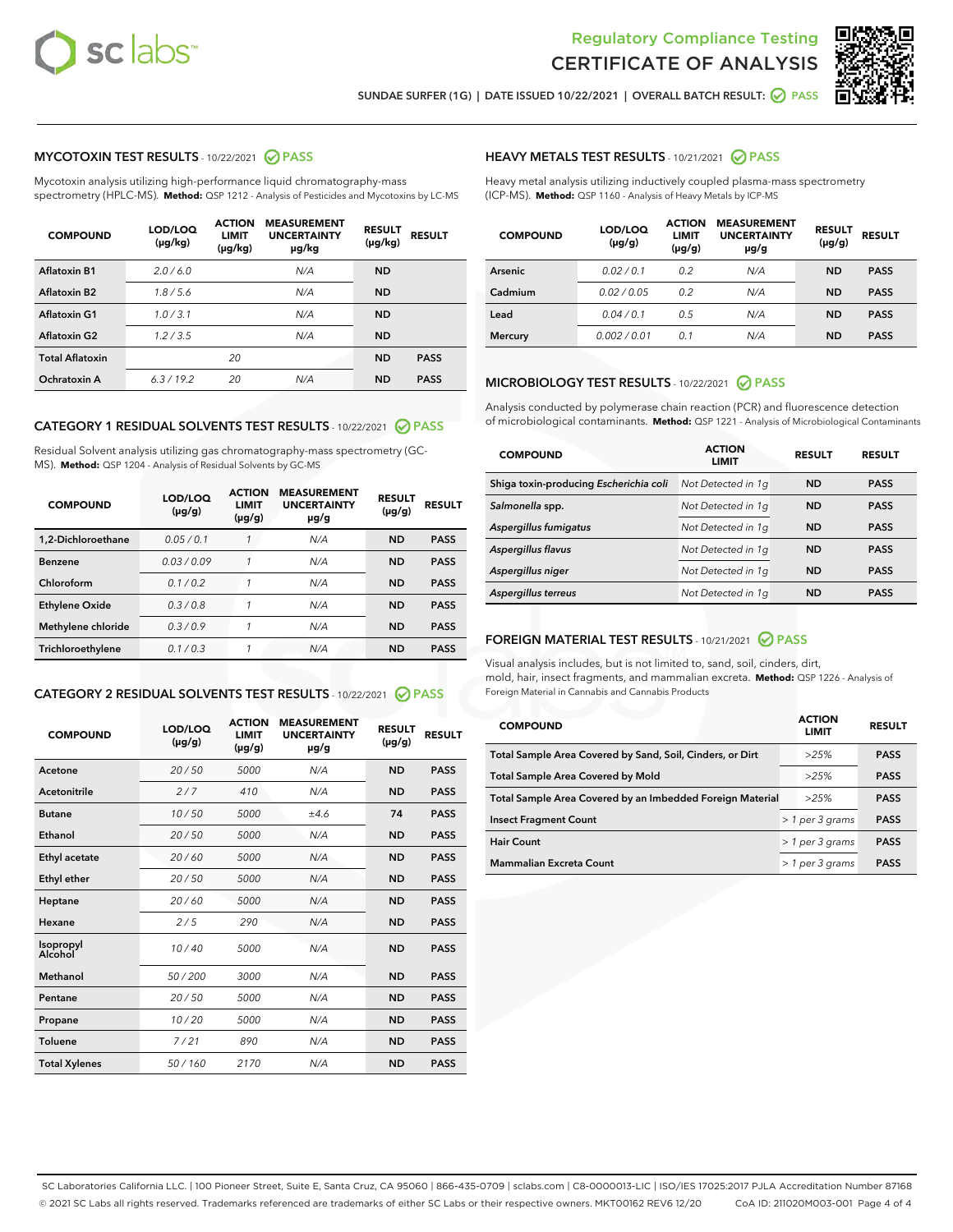Regulatory Compliance Testing

# CERTIFICATE OF ANALYSIS

SUNDAE SURFER (1G) | DATE ISSUED 10/22/2021 | OVERALL BATCH RESULT: PASS

## MYCOTOXIN TEST RESULTS - 10/22/2021 PASS

Mycotoxin analysis utilizing high-performance liquid chromatography-mass spectrometry (HPLC-MS). **Method:** QSP 1212 - Analysis of Pesticides and Mycotoxins by LC-MS

| COMPOUND | LOD/LOQ (µg/kg) | ACTION LIMIT (µg/kg) | MEASUREMENT UNCERTAINTY µg/kg | RESULT (µg/kg) | RESULT |
|---|---|---|---|---|---|
| Aflatoxin B1 | 2.0 / 6.0 | | N/A | ND | |
| Aflatoxin B2 | 1.8 / 5.6 | | N/A | ND | |
| Aflatoxin G1 | 1.0 / 3.1 | | N/A | ND | |
| Aflatoxin G2 | 1.2 / 3.5 | | N/A | ND | |
| Total Aflatoxin | | 20 | | ND | PASS |
| Ochratoxin A | 6.3 / 19.2 | 20 | N/A | ND | PASS |

## CATEGORY 1 RESIDUAL SOLVENTS TEST RESULTS - 10/22/2021 PASS

Residual Solvent analysis utilizing gas chromatography-mass spectrometry (GC-MS). **Method:** QSP 1204 - Analysis of Residual Solvents by GC-MS

| COMPOUND | LOD/LOQ (µg/g) | ACTION LIMIT (µg/g) | MEASUREMENT UNCERTAINTY µg/g | RESULT (µg/g) | RESULT |
|---|---|---|---|---|---|
| 1,2-Dichloroethane | 0.05 / 0.1 | 1 | N/A | ND | PASS |
| Benzene | 0.03 / 0.09 | 1 | N/A | ND | PASS |
| Chloroform | 0.1 / 0.2 | 1 | N/A | ND | PASS |
| Ethylene Oxide | 0.3 / 0.8 | 1 | N/A | ND | PASS |
| Methylene chloride | 0.3 / 0.9 | 1 | N/A | ND | PASS |
| Trichloroethylene | 0.1 / 0.3 | 1 | N/A | ND | PASS |

## CATEGORY 2 RESIDUAL SOLVENTS TEST RESULTS - 10/22/2021 PASS

| COMPOUND | LOD/LOQ (µg/g) | ACTION LIMIT (µg/g) | MEASUREMENT UNCERTAINTY µg/g | RESULT (µg/g) | RESULT |
|---|---|---|---|---|---|
| Acetone | 20 / 50 | 5000 | N/A | ND | PASS |
| Acetonitrile | 2 / 7 | 410 | N/A | ND | PASS |
| Butane | 10 / 50 | 5000 | ±4.6 | 74 | PASS |
| Ethanol | 20 / 50 | 5000 | N/A | ND | PASS |
| Ethyl acetate | 20 / 60 | 5000 | N/A | ND | PASS |
| Ethyl ether | 20 / 50 | 5000 | N/A | ND | PASS |
| Heptane | 20 / 60 | 5000 | N/A | ND | PASS |
| Hexane | 2 / 5 | 290 | N/A | ND | PASS |
| Isopropyl Alcohol | 10 / 40 | 5000 | N/A | ND | PASS |
| Methanol | 50 / 200 | 3000 | N/A | ND | PASS |
| Pentane | 20 / 50 | 5000 | N/A | ND | PASS |
| Propane | 10 / 20 | 5000 | N/A | ND | PASS |
| Toluene | 7 / 21 | 890 | N/A | ND | PASS |
| Total Xylenes | 50 / 160 | 2170 | N/A | ND | PASS |

## HEAVY METALS TEST RESULTS - 10/21/2021 PASS

Heavy metal analysis utilizing inductively coupled plasma-mass spectrometry (ICP-MS). **Method:** QSP 1160 - Analysis of Heavy Metals by ICP-MS

| COMPOUND | LOD/LOQ (µg/g) | ACTION LIMIT (µg/g) | MEASUREMENT UNCERTAINTY µg/g | RESULT (µg/g) | RESULT |
|---|---|---|---|---|---|
| Arsenic | 0.02 / 0.1 | 0.2 | N/A | ND | PASS |
| Cadmium | 0.02 / 0.05 | 0.2 | N/A | ND | PASS |
| Lead | 0.04 / 0.1 | 0.5 | N/A | ND | PASS |
| Mercury | 0.002 / 0.01 | 0.1 | N/A | ND | PASS |

## MICROBIOLOGY TEST RESULTS - 10/22/2021 PASS

Analysis conducted by polymerase chain reaction (PCR) and fluorescence detection of microbiological contaminants. **Method:** QSP 1221 - Analysis of Microbiological Contaminants

| COMPOUND | ACTION LIMIT | RESULT | RESULT |
|---|---|---|---|
| Shiga toxin-producing *Escherichia coli* | Not Detected in 1g | ND | PASS |
| *Salmonella* spp. | Not Detected in 1g | ND | PASS |
| *Aspergillus fumigatus* | Not Detected in 1g | ND | PASS |
| *Aspergillus flavus* | Not Detected in 1g | ND | PASS |
| *Aspergillus niger* | Not Detected in 1g | ND | PASS |
| *Aspergillus terreus* | Not Detected in 1g | ND | PASS |

## FOREIGN MATERIAL TEST RESULTS - 10/21/2021 PASS

Visual analysis includes, but is not limited to, sand, soil, cinders, dirt, mold, hair, insect fragments, and mammalian excreta. **Method:** QSP 1226 - Analysis of Foreign Material in Cannabis and Cannabis Products

| COMPOUND | ACTION LIMIT | RESULT |
|---|---|---|
| Total Sample Area Covered by Sand, Soil, Cinders, or Dirt | >25% | PASS |
| Total Sample Area Covered by Mold | >25% | PASS |
| Total Sample Area Covered by an Imbedded Foreign Material | >25% | PASS |
| Insect Fragment Count | > 1 per 3 grams | PASS |
| Hair Count | > 1 per 3 grams | PASS |
| Mammalian Excreta Count | > 1 per 3 grams | PASS |

SC Laboratories California LLC. | 100 Pioneer Street, Suite E, Santa Cruz, CA 95060 | 866-435-0709 | sclabs.com | C8-0000013-LIC | ISO/IES 17025:2017 PJLA Accreditation Number 87168
© 2021 SC Labs all rights reserved. Trademarks referenced are trademarks of either SC Labs or their respective owners. MKT00162 REV6 12/20 CoA ID: 211020M003-001